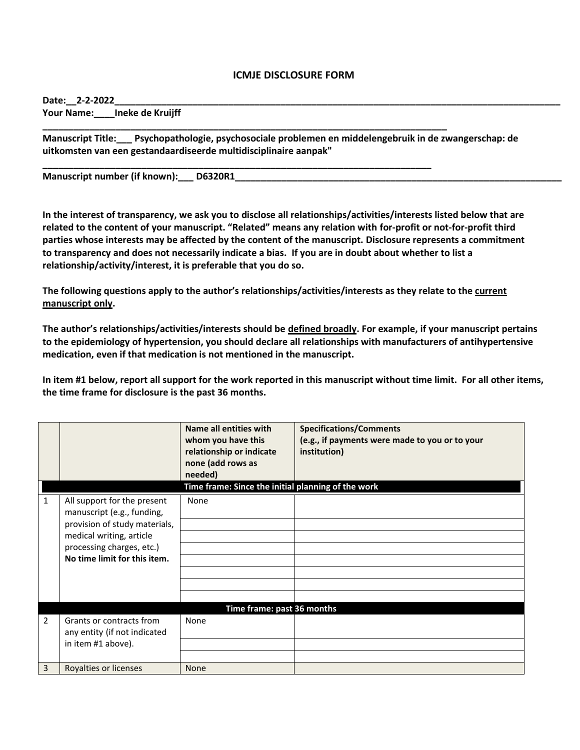# ICMJE DISCLOSURE FORM

**Date:__2-2-2022____________________________________________________________________________**
**Your Name:____Ineke de Kruijff**
**_____________________________________________________________________________**
**Manuscript Title:___ Psychopathologie, psychosociale problemen en middelengebruik in de zwangerschap: de uitkomsten van een gestandaardiseerde multidisciplinaire aanpak"**
**_____________________________________________________________________________**
**Manuscript number (if known):___ D6320R1_____________________________________________________________**

**In the interest of transparency, we ask you to disclose all relationships/activities/interests listed below that are related to the content of your manuscript. "Related" means any relation with for-profit or not-for-profit third parties whose interests may be affected by the content of the manuscript. Disclosure represents a commitment to transparency and does not necessarily indicate a bias. If you are in doubt about whether to list a relationship/activity/interest, it is preferable that you do so.**

**The following questions apply to the author's relationships/activities/interests as they relate to the <u>current manuscript only</u>.**

**The author's relationships/activities/interests should be <u>defined broadly</u>. For example, if your manuscript pertains to the epidemiology of hypertension, you should declare all relationships with manufacturers of antihypertensive medication, even if that medication is not mentioned in the manuscript.**

**In item #1 below, report all support for the work reported in this manuscript without time limit. For all other items, the time frame for disclosure is the past 36 months.**

| | | **Name all entities with whom you have this relationship or indicate none (add rows as needed)** | **Specifications/Comments (e.g., if payments were made to you or to your institution)** |
|---|---|---|---|
| | | **Time frame: Since the initial planning of the work** | |
| 1 | All support for the present manuscript (e.g., funding, provision of study materials, medical writing, article processing charges, etc.) **No time limit for this item.** | None | |
| | | | |
| | | | |
| | | | |
| | | | |
| | | | |
| | | | |
| | | | |
| | | **Time frame: past 36 months** | |
| 2 | Grants or contracts from any entity (if not indicated in item #1 above). | None | |
| | | | |
| | | | |
| 3 | Royalties or licenses | None | |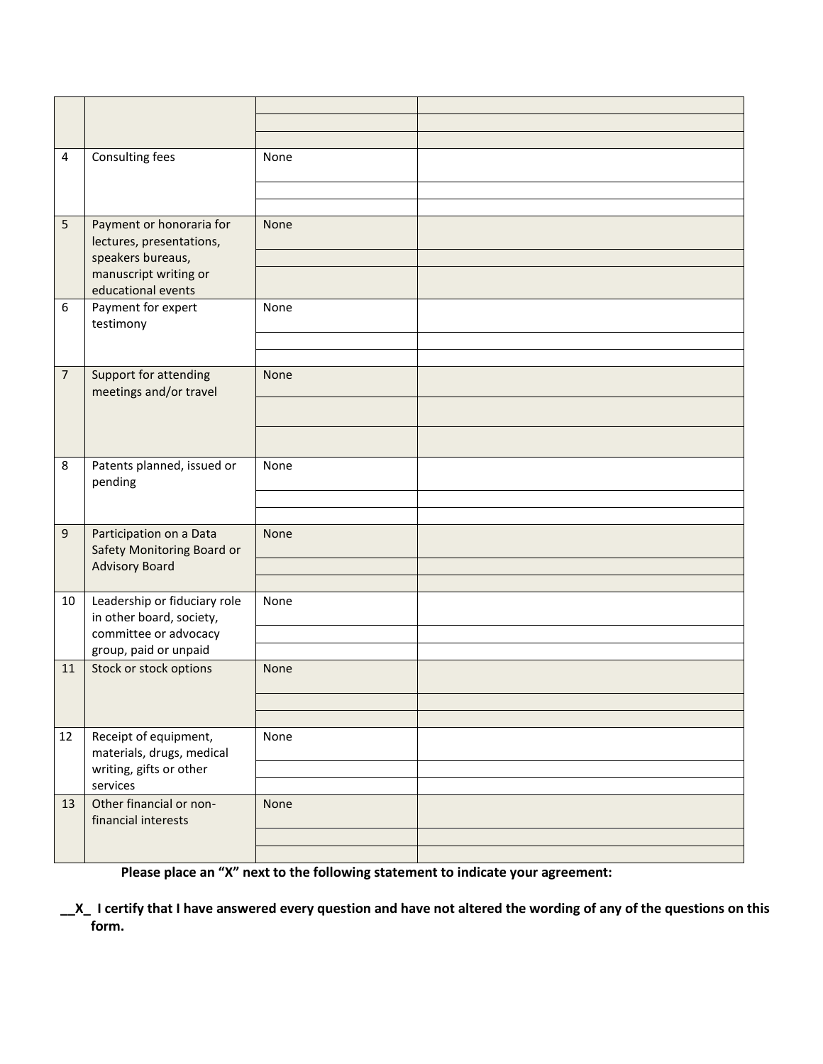| | | | |
|---|---|---|---|
| | | | |
| | | | |
| | | | |
| 4 | Consulting fees | None | |
| | | | |
| | | | |
| 5 | Payment or honoraria for lectures, presentations, speakers bureaus, manuscript writing or educational events | None | |
| | | | |
| | | | |
| 6 | Payment for expert testimony | None | |
| | | | |
| | | | |
| 7 | Support for attending meetings and/or travel | None | |
| | | | |
| | | | |
| 8 | Patents planned, issued or pending | None | |
| | | | |
| | | | |
| 9 | Participation on a Data Safety Monitoring Board or Advisory Board | None | |
| | | | |
| | | | |
| 10 | Leadership or fiduciary role in other board, society, committee or advocacy group, paid or unpaid | None | |
| | | | |
| | | | |
| 11 | Stock or stock options | None | |
| | | | |
| | | | |
| 12 | Receipt of equipment, materials, drugs, medical writing, gifts or other services | None | |
| | | | |
| | | | |
| 13 | Other financial or non-financial interests | None | |
| | | | |
| | | | |

**Please place an "X" next to the following statement to indicate your agreement:**

**__X_ I certify that I have answered every question and have not altered the wording of any of the questions on this form.**